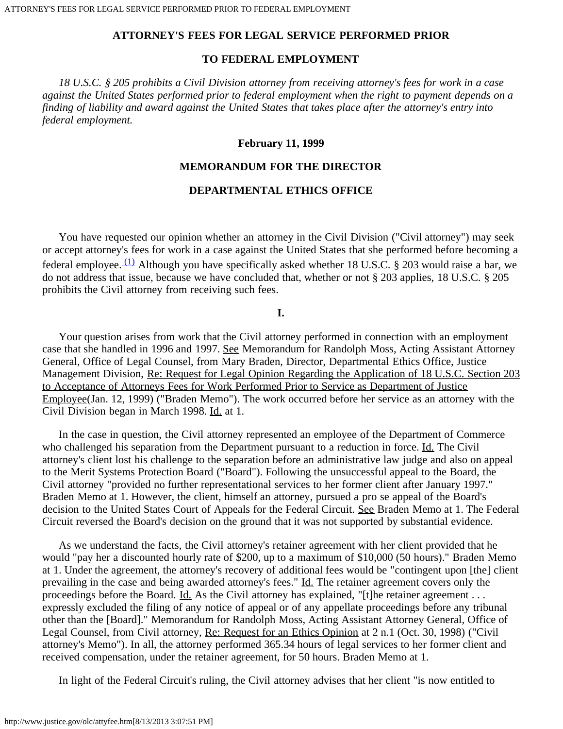# ATTORNEY'S FEES FOR LEGAL SERVICE PERFORMED PRIOR

# TO FEDERAL EMPLOYMENT

*18 U.S.C. § 205 prohibits a Civil Division attorney from receiving attorney's fees for work in a case against the United States performed prior to federal employment when the right to payment depends on a finding of liability and award against the United States that takes place after the attorney's entry into federal employment.*

**February 11, 1999**

**MEMORANDUM FOR THE DIRECTOR**

**DEPARTMENTAL ETHICS OFFICE**

You have requested our opinion whether an attorney in the Civil Division ("Civil attorney") may seek or accept attorney's fees for work in a case against the United States that she performed before becoming a federal employee. [(1)] Although you have specifically asked whether 18 U.S.C. § 203 would raise a bar, we do not address that issue, because we have concluded that, whether or not § 203 applies, 18 U.S.C. § 205 prohibits the Civil attorney from receiving such fees.

**I.**

Your question arises from work that the Civil attorney performed in connection with an employment case that she handled in 1996 and 1997. See Memorandum for Randolph Moss, Acting Assistant Attorney General, Office of Legal Counsel, from Mary Braden, Director, Departmental Ethics Office, Justice Management Division, Re: Request for Legal Opinion Regarding the Application of 18 U.S.C. Section 203 to Acceptance of Attorneys Fees for Work Performed Prior to Service as Department of Justice Employee(Jan. 12, 1999) ("Braden Memo"). The work occurred before her service as an attorney with the Civil Division began in March 1998. Id. at 1.

In the case in question, the Civil attorney represented an employee of the Department of Commerce who challenged his separation from the Department pursuant to a reduction in force. Id. The Civil attorney's client lost his challenge to the separation before an administrative law judge and also on appeal to the Merit Systems Protection Board ("Board"). Following the unsuccessful appeal to the Board, the Civil attorney "provided no further representational services to her former client after January 1997." Braden Memo at 1. However, the client, himself an attorney, pursued a pro se appeal of the Board's decision to the United States Court of Appeals for the Federal Circuit. See Braden Memo at 1. The Federal Circuit reversed the Board's decision on the ground that it was not supported by substantial evidence.

As we understand the facts, the Civil attorney's retainer agreement with her client provided that he would "pay her a discounted hourly rate of $200, up to a maximum of $10,000 (50 hours)." Braden Memo at 1. Under the agreement, the attorney's recovery of additional fees would be "contingent upon [the] client prevailing in the case and being awarded attorney's fees." Id. The retainer agreement covers only the proceedings before the Board. Id. As the Civil attorney has explained, "[t]he retainer agreement . . . expressly excluded the filing of any notice of appeal or of any appellate proceedings before any tribunal other than the [Board]." Memorandum for Randolph Moss, Acting Assistant Attorney General, Office of Legal Counsel, from Civil attorney, Re: Request for an Ethics Opinion at 2 n.1 (Oct. 30, 1998) ("Civil attorney's Memo"). In all, the attorney performed 365.34 hours of legal services to her former client and received compensation, under the retainer agreement, for 50 hours. Braden Memo at 1.

In light of the Federal Circuit's ruling, the Civil attorney advises that her client "is now entitled to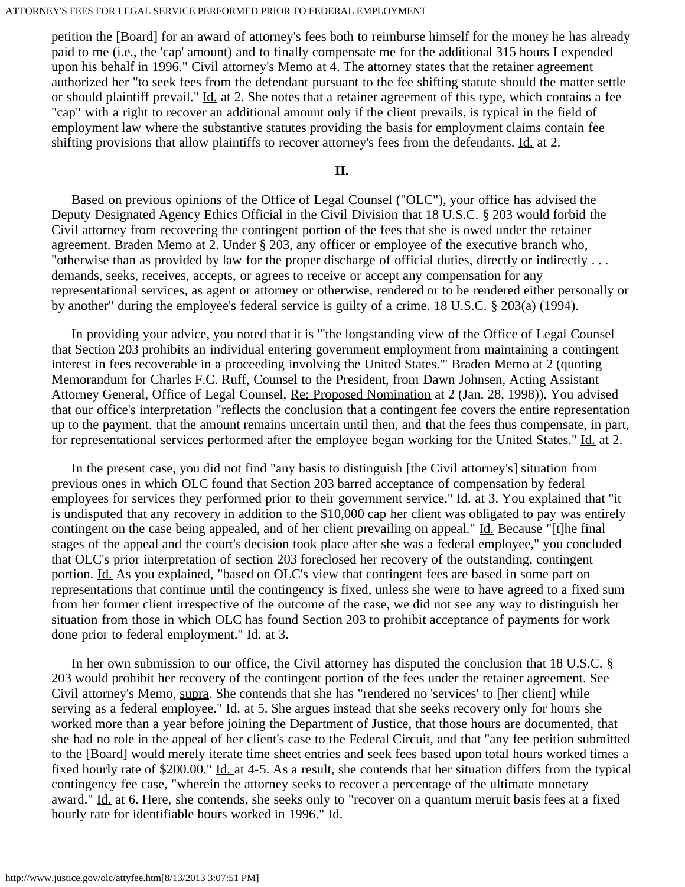petition the [Board] for an award of attorney's fees both to reimburse himself for the money he has already paid to me (i.e., the 'cap' amount) and to finally compensate me for the additional 315 hours I expended upon his behalf in 1996." Civil attorney's Memo at 4. The attorney states that the retainer agreement authorized her "to seek fees from the defendant pursuant to the fee shifting statute should the matter settle or should plaintiff prevail." Id. at 2. She notes that a retainer agreement of this type, which contains a fee "cap" with a right to recover an additional amount only if the client prevails, is typical in the field of employment law where the substantive statutes providing the basis for employment claims contain fee shifting provisions that allow plaintiffs to recover attorney's fees from the defendants. Id. at 2.

**II.**

Based on previous opinions of the Office of Legal Counsel ("OLC"), your office has advised the Deputy Designated Agency Ethics Official in the Civil Division that 18 U.S.C. § 203 would forbid the Civil attorney from recovering the contingent portion of the fees that she is owed under the retainer agreement. Braden Memo at 2. Under § 203, any officer or employee of the executive branch who, "otherwise than as provided by law for the proper discharge of official duties, directly or indirectly . . . demands, seeks, receives, accepts, or agrees to receive or accept any compensation for any representational services, as agent or attorney or otherwise, rendered or to be rendered either personally or by another" during the employee's federal service is guilty of a crime. 18 U.S.C. § 203(a) (1994).

In providing your advice, you noted that it is "'the longstanding view of the Office of Legal Counsel that Section 203 prohibits an individual entering government employment from maintaining a contingent interest in fees recoverable in a proceeding involving the United States.'" Braden Memo at 2 (quoting Memorandum for Charles F.C. Ruff, Counsel to the President, from Dawn Johnsen, Acting Assistant Attorney General, Office of Legal Counsel, Re: Proposed Nomination at 2 (Jan. 28, 1998)). You advised that our office's interpretation "reflects the conclusion that a contingent fee covers the entire representation up to the payment, that the amount remains uncertain until then, and that the fees thus compensate, in part, for representational services performed after the employee began working for the United States." Id. at 2.

In the present case, you did not find "any basis to distinguish [the Civil attorney's] situation from previous ones in which OLC found that Section 203 barred acceptance of compensation by federal employees for services they performed prior to their government service." Id. at 3. You explained that "it is undisputed that any recovery in addition to the $10,000 cap her client was obligated to pay was entirely contingent on the case being appealed, and of her client prevailing on appeal." Id. Because "[t]he final stages of the appeal and the court's decision took place after she was a federal employee," you concluded that OLC's prior interpretation of section 203 foreclosed her recovery of the outstanding, contingent portion. Id. As you explained, "based on OLC's view that contingent fees are based in some part on representations that continue until the contingency is fixed, unless she were to have agreed to a fixed sum from her former client irrespective of the outcome of the case, we did not see any way to distinguish her situation from those in which OLC has found Section 203 to prohibit acceptance of payments for work done prior to federal employment." Id. at 3.

In her own submission to our office, the Civil attorney has disputed the conclusion that 18 U.S.C. § 203 would prohibit her recovery of the contingent portion of the fees under the retainer agreement. See Civil attorney's Memo, supra. She contends that she has "rendered no 'services' to [her client] while serving as a federal employee." Id. at 5. She argues instead that she seeks recovery only for hours she worked more than a year before joining the Department of Justice, that those hours are documented, that she had no role in the appeal of her client's case to the Federal Circuit, and that "any fee petition submitted to the [Board] would merely iterate time sheet entries and seek fees based upon total hours worked times a fixed hourly rate of $200.00." Id. at 4-5. As a result, she contends that her situation differs from the typical contingency fee case, "wherein the attorney seeks to recover a percentage of the ultimate monetary award." Id. at 6. Here, she contends, she seeks only to "recover on a quantum meruit basis fees at a fixed hourly rate for identifiable hours worked in 1996." Id.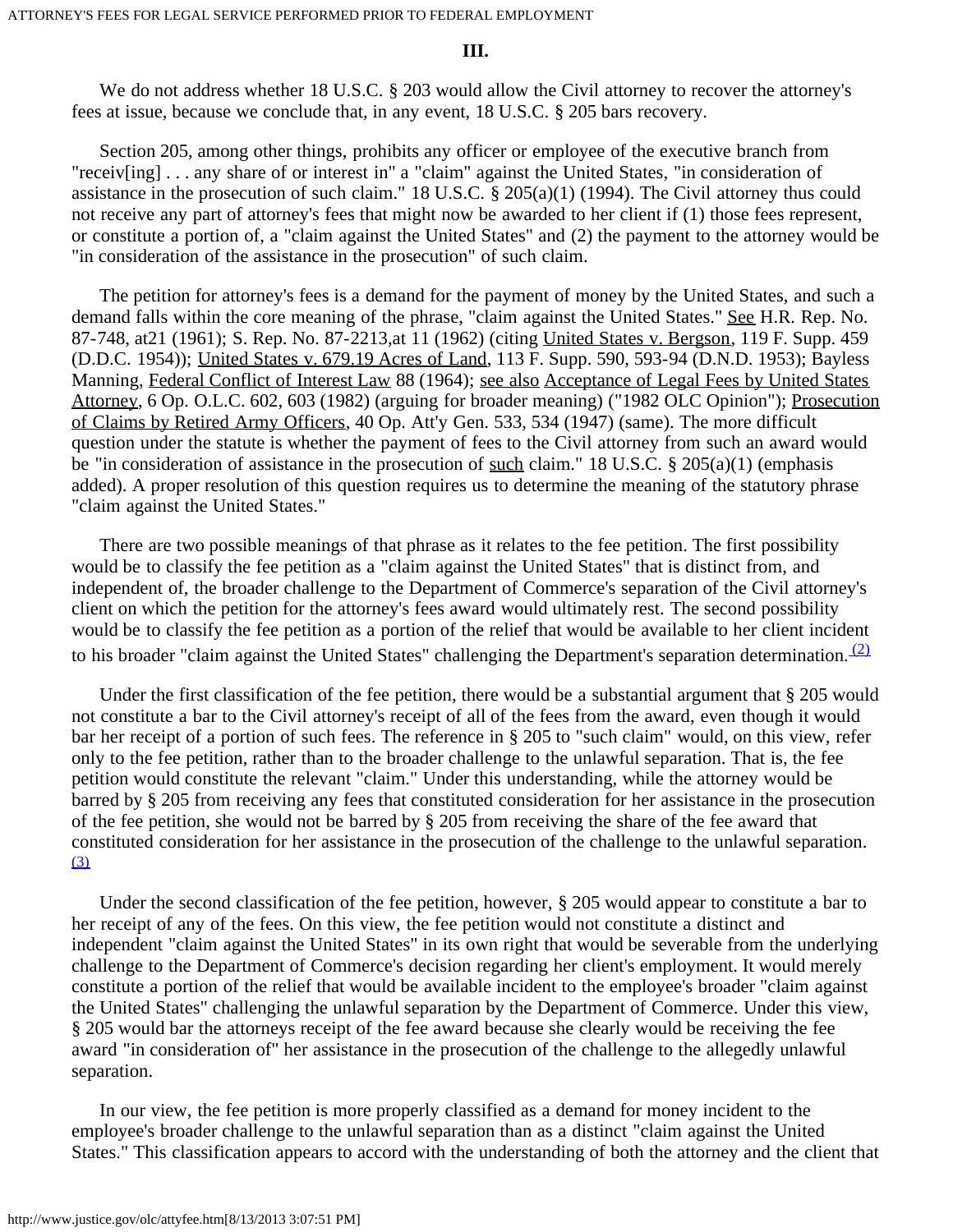### III.

We do not address whether 18 U.S.C. § 203 would allow the Civil attorney to recover the attorney's fees at issue, because we conclude that, in any event, 18 U.S.C. § 205 bars recovery.

Section 205, among other things, prohibits any officer or employee of the executive branch from "receiv[ing] . . . any share of or interest in" a "claim" against the United States, "in consideration of assistance in the prosecution of such claim." 18 U.S.C. § 205(a)(1) (1994). The Civil attorney thus could not receive any part of attorney's fees that might now be awarded to her client if (1) those fees represent, or constitute a portion of, a "claim against the United States" and (2) the payment to the attorney would be "in consideration of the assistance in the prosecution" of such claim.

The petition for attorney's fees is a demand for the payment of money by the United States, and such a demand falls within the core meaning of the phrase, "claim against the United States." See H.R. Rep. No. 87-748, at21 (1961); S. Rep. No. 87-2213,at 11 (1962) (citing United States v. Bergson, 119 F. Supp. 459 (D.D.C. 1954)); United States v. 679.19 Acres of Land, 113 F. Supp. 590, 593-94 (D.N.D. 1953); Bayless Manning, Federal Conflict of Interest Law 88 (1964); see also Acceptance of Legal Fees by United States Attorney, 6 Op. O.L.C. 602, 603 (1982) (arguing for broader meaning) ("1982 OLC Opinion"); Prosecution of Claims by Retired Army Officers, 40 Op. Att'y Gen. 533, 534 (1947) (same). The more difficult question under the statute is whether the payment of fees to the Civil attorney from such an award would be "in consideration of assistance in the prosecution of such claim." 18 U.S.C. § 205(a)(1) (emphasis added). A proper resolution of this question requires us to determine the meaning of the statutory phrase "claim against the United States."

There are two possible meanings of that phrase as it relates to the fee petition. The first possibility would be to classify the fee petition as a "claim against the United States" that is distinct from, and independent of, the broader challenge to the Department of Commerce's separation of the Civil attorney's client on which the petition for the attorney's fees award would ultimately rest. The second possibility would be to classify the fee petition as a portion of the relief that would be available to her client incident to his broader "claim against the United States" challenging the Department's separation determination.[(2)]

Under the first classification of the fee petition, there would be a substantial argument that § 205 would not constitute a bar to the Civil attorney's receipt of all of the fees from the award, even though it would bar her receipt of a portion of such fees. The reference in § 205 to "such claim" would, on this view, refer only to the fee petition, rather than to the broader challenge to the unlawful separation. That is, the fee petition would constitute the relevant "claim." Under this understanding, while the attorney would be barred by § 205 from receiving any fees that constituted consideration for her assistance in the prosecution of the fee petition, she would not be barred by § 205 from receiving the share of the fee award that constituted consideration for her assistance in the prosecution of the challenge to the unlawful separation.[(3)]

Under the second classification of the fee petition, however, § 205 would appear to constitute a bar to her receipt of any of the fees. On this view, the fee petition would not constitute a distinct and independent "claim against the United States" in its own right that would be severable from the underlying challenge to the Department of Commerce's decision regarding her client's employment. It would merely constitute a portion of the relief that would be available incident to the employee's broader "claim against the United States" challenging the unlawful separation by the Department of Commerce. Under this view, § 205 would bar the attorneys receipt of the fee award because she clearly would be receiving the fee award "in consideration of" her assistance in the prosecution of the challenge to the allegedly unlawful separation.

In our view, the fee petition is more properly classified as a demand for money incident to the employee's broader challenge to the unlawful separation than as a distinct "claim against the United States." This classification appears to accord with the understanding of both the attorney and the client that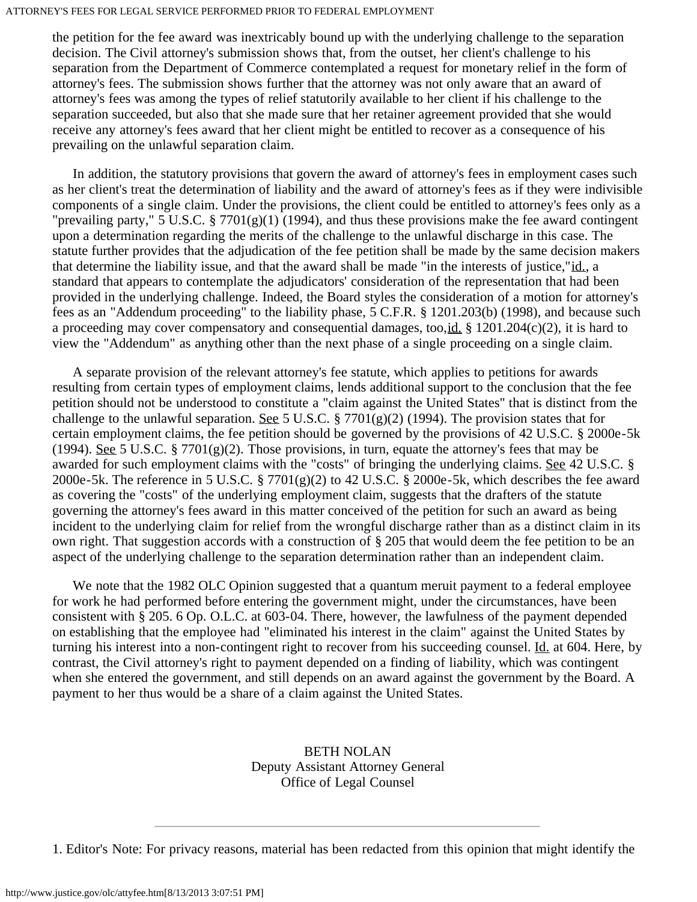the petition for the fee award was inextricably bound up with the underlying challenge to the separation decision. The Civil attorney's submission shows that, from the outset, her client's challenge to his separation from the Department of Commerce contemplated a request for monetary relief in the form of attorney's fees. The submission shows further that the attorney was not only aware that an award of attorney's fees was among the types of relief statutorily available to her client if his challenge to the separation succeeded, but also that she made sure that her retainer agreement provided that she would receive any attorney's fees award that her client might be entitled to recover as a consequence of his prevailing on the unlawful separation claim.

In addition, the statutory provisions that govern the award of attorney's fees in employment cases such as her client's treat the determination of liability and the award of attorney's fees as if they were indivisible components of a single claim. Under the provisions, the client could be entitled to attorney's fees only as a "prevailing party," 5 U.S.C. § 7701(g)(1) (1994), and thus these provisions make the fee award contingent upon a determination regarding the merits of the challenge to the unlawful discharge in this case. The statute further provides that the adjudication of the fee petition shall be made by the same decision makers that determine the liability issue, and that the award shall be made "in the interests of justice," id., a standard that appears to contemplate the adjudicators' consideration of the representation that had been provided in the underlying challenge. Indeed, the Board styles the consideration of a motion for attorney's fees as an "Addendum proceeding" to the liability phase, 5 C.F.R. § 1201.203(b) (1998), and because such a proceeding may cover compensatory and consequential damages, too, id. § 1201.204(c)(2), it is hard to view the "Addendum" as anything other than the next phase of a single proceeding on a single claim.

A separate provision of the relevant attorney's fee statute, which applies to petitions for awards resulting from certain types of employment claims, lends additional support to the conclusion that the fee petition should not be understood to constitute a "claim against the United States" that is distinct from the challenge to the unlawful separation. See 5 U.S.C. § 7701(g)(2) (1994). The provision states that for certain employment claims, the fee petition should be governed by the provisions of 42 U.S.C. § 2000e-5k (1994). See 5 U.S.C. § 7701(g)(2). Those provisions, in turn, equate the attorney's fees that may be awarded for such employment claims with the "costs" of bringing the underlying claims. See 42 U.S.C. § 2000e-5k. The reference in 5 U.S.C. § 7701(g)(2) to 42 U.S.C. § 2000e-5k, which describes the fee award as covering the "costs" of the underlying employment claim, suggests that the drafters of the statute governing the attorney's fees award in this matter conceived of the petition for such an award as being incident to the underlying claim for relief from the wrongful discharge rather than as a distinct claim in its own right. That suggestion accords with a construction of § 205 that would deem the fee petition to be an aspect of the underlying challenge to the separation determination rather than an independent claim.

We note that the 1982 OLC Opinion suggested that a quantum meruit payment to a federal employee for work he had performed before entering the government might, under the circumstances, have been consistent with § 205. 6 Op. O.L.C. at 603-04. There, however, the lawfulness of the payment depended on establishing that the employee had "eliminated his interest in the claim" against the United States by turning his interest into a non-contingent right to recover from his succeeding counsel. Id. at 604. Here, by contrast, the Civil attorney's right to payment depended on a finding of liability, which was contingent when she entered the government, and still depends on an award against the government by the Board. A payment to her thus would be a share of a claim against the United States.

BETH NOLAN
Deputy Assistant Attorney General
Office of Legal Counsel

---

1. Editor's Note: For privacy reasons, material has been redacted from this opinion that might identify the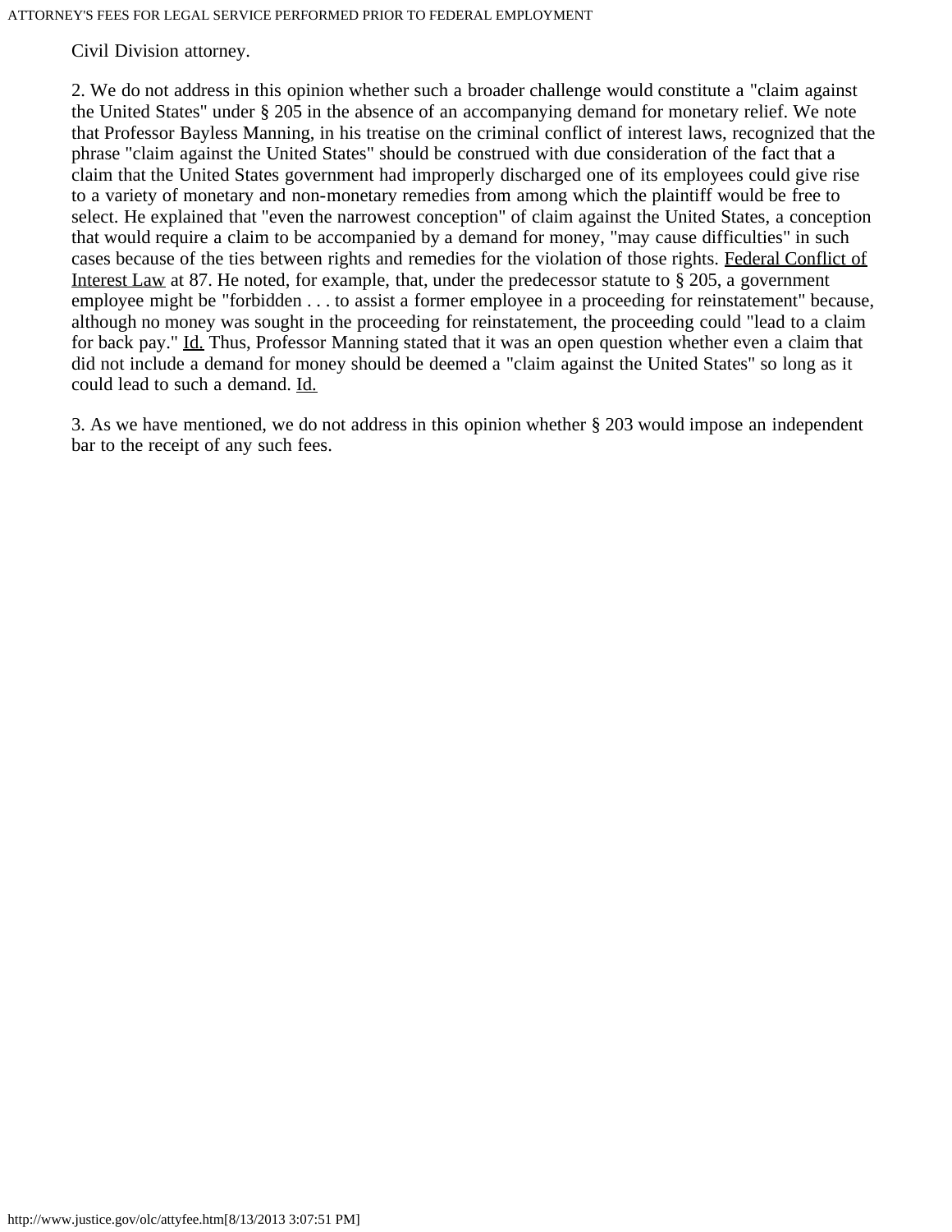Civil Division attorney.

2. We do not address in this opinion whether such a broader challenge would constitute a "claim against the United States" under § 205 in the absence of an accompanying demand for monetary relief. We note that Professor Bayless Manning, in his treatise on the criminal conflict of interest laws, recognized that the phrase "claim against the United States" should be construed with due consideration of the fact that a claim that the United States government had improperly discharged one of its employees could give rise to a variety of monetary and non-monetary remedies from among which the plaintiff would be free to select. He explained that "even the narrowest conception" of claim against the United States, a conception that would require a claim to be accompanied by a demand for money, "may cause difficulties" in such cases because of the ties between rights and remedies for the violation of those rights. Federal Conflict of Interest Law at 87. He noted, for example, that, under the predecessor statute to § 205, a government employee might be "forbidden . . . to assist a former employee in a proceeding for reinstatement" because, although no money was sought in the proceeding for reinstatement, the proceeding could "lead to a claim for back pay." Id. Thus, Professor Manning stated that it was an open question whether even a claim that did not include a demand for money should be deemed a "claim against the United States" so long as it could lead to such a demand. Id.

3. As we have mentioned, we do not address in this opinion whether § 203 would impose an independent bar to the receipt of any such fees.